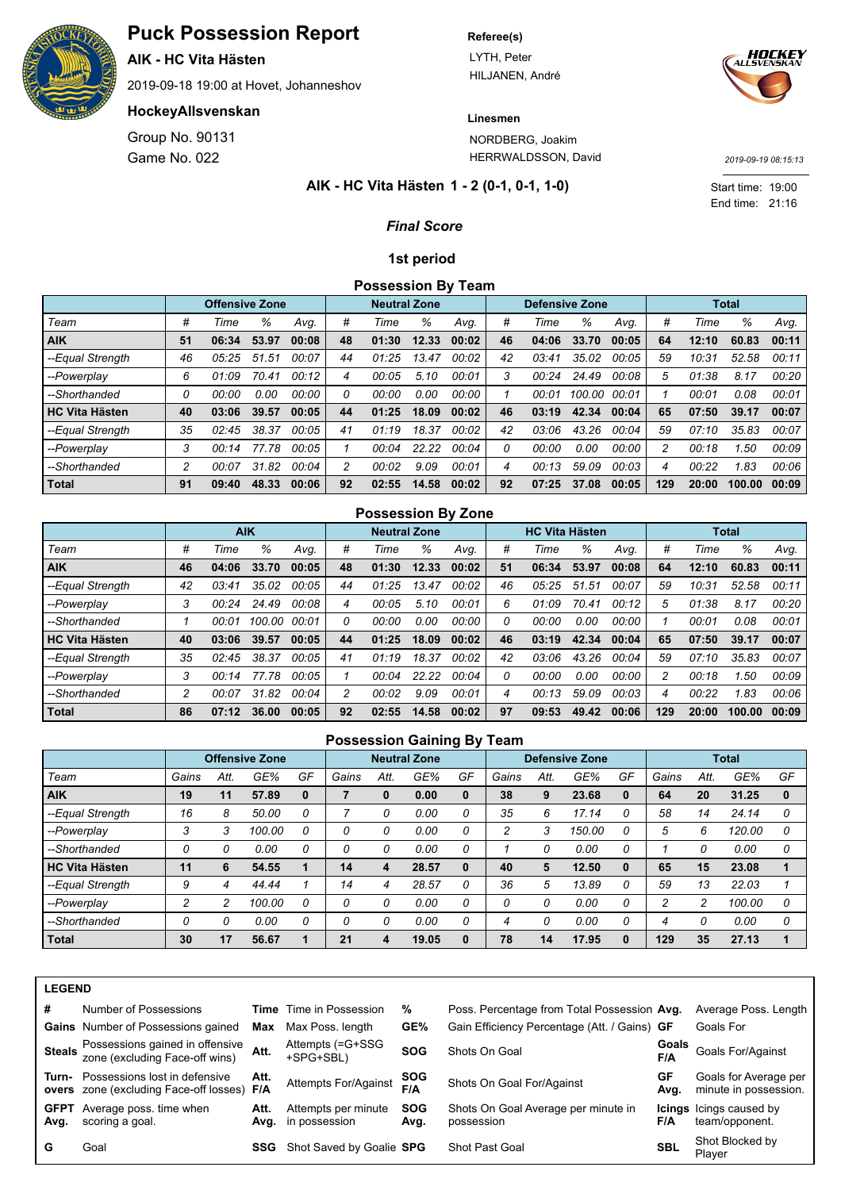# Puck Possession Report

**AIK - HC Vita Hästen**

2019-09-18 19:00 at Hovet, Johanneshov

**HockeyAllsvenskan**

Group No. 90131

Game No. 022

**Referee(s)**

LYTH, Peter
HILJANEN, André

**Linesmen**

NORDBERG, Joakim
HERRWALDSSON, David

2019-09-19 08:15:13

**AIK - HC Vita Hästen 1 - 2 (0-1, 0-1, 1-0)**

Start time: 19:00
End time: 21:16

***Final Score***

## 1st period

### Possession By Team

| | Offensive Zone | | | | Neutral Zone | | | | Defensive Zone | | | | Total | | | |
|---|---|---|---|---|---|---|---|---|---|---|---|---|---|---|---|---|
| *Team* | *#* | *Time* | *%* | *Avg.* | *#* | *Time* | *%* | *Avg.* | *#* | *Time* | *%* | *Avg.* | *#* | *Time* | *%* | *Avg.* |
| **AIK** | **51** | **06:34** | **53.97** | **00:08** | **48** | **01:30** | **12.33** | **00:02** | **46** | **04:06** | **33.70** | **00:05** | **64** | **12:10** | **60.83** | **00:11** |
| *--Equal Strength* | *46* | *05:25* | *51.51* | *00:07* | *44* | *01:25* | *13.47* | *00:02* | *42* | *03:41* | *35.02* | *00:05* | *59* | *10:31* | *52.58* | *00:11* |
| *--Powerplay* | *6* | *01:09* | *70.41* | *00:12* | *4* | *00:05* | *5.10* | *00:01* | *3* | *00:24* | *24.49* | *00:08* | *5* | *01:38* | *8.17* | *00:20* |
| *--Shorthanded* | *0* | *00:00* | *0.00* | *00:00* | *0* | *00:00* | *0.00* | *00:00* | *1* | *00:01* | *100.00* | *00:01* | *1* | *00:01* | *0.08* | *00:01* |
| **HC Vita Hästen** | **40** | **03:06** | **39.57** | **00:05** | **44** | **01:25** | **18.09** | **00:02** | **46** | **03:19** | **42.34** | **00:04** | **65** | **07:50** | **39.17** | **00:07** |
| *--Equal Strength* | *35* | *02:45* | *38.37* | *00:05* | *41* | *01:19* | *18.37* | *00:02* | *42* | *03:06* | *43.26* | *00:04* | *59* | *07:10* | *35.83* | *00:07* |
| *--Powerplay* | *3* | *00:14* | *77.78* | *00:05* | *1* | *00:04* | *22.22* | *00:04* | *0* | *00:00* | *0.00* | *00:00* | *2* | *00:18* | *1.50* | *00:09* |
| *--Shorthanded* | *2* | *00:07* | *31.82* | *00:04* | *2* | *00:02* | *9.09* | *00:01* | *4* | *00:13* | *59.09* | *00:03* | *4* | *00:22* | *1.83* | *00:06* |
| **Total** | **91** | **09:40** | **48.33** | **00:06** | **92** | **02:55** | **14.58** | **00:02** | **92** | **07:25** | **37.08** | **00:05** | **129** | **20:00** | **100.00** | **00:09** |

### Possession By Zone

| | AIK | | | | Neutral Zone | | | | HC Vita Hästen | | | | Total | | | |
|---|---|---|---|---|---|---|---|---|---|---|---|---|---|---|---|---|
| *Team* | *#* | *Time* | *%* | *Avg.* | *#* | *Time* | *%* | *Avg.* | *#* | *Time* | *%* | *Avg.* | *#* | *Time* | *%* | *Avg.* |
| **AIK** | **46** | **04:06** | **33.70** | **00:05** | **48** | **01:30** | **12.33** | **00:02** | **51** | **06:34** | **53.97** | **00:08** | **64** | **12:10** | **60.83** | **00:11** |
| *--Equal Strength* | *42* | *03:41* | *35.02* | *00:05* | *44* | *01:25* | *13.47* | *00:02* | *46* | *05:25* | *51.51* | *00:07* | *59* | *10:31* | *52.58* | *00:11* |
| *--Powerplay* | *3* | *00:24* | *24.49* | *00:08* | *4* | *00:05* | *5.10* | *00:01* | *6* | *01:09* | *70.41* | *00:12* | *5* | *01:38* | *8.17* | *00:20* |
| *--Shorthanded* | *1* | *00:01* | *100.00* | *00:01* | *0* | *00:00* | *0.00* | *00:00* | *0* | *00:00* | *0.00* | *00:00* | *1* | *00:01* | *0.08* | *00:01* |
| **HC Vita Hästen** | **40** | **03:06** | **39.57** | **00:05** | **44** | **01:25** | **18.09** | **00:02** | **46** | **03:19** | **42.34** | **00:04** | **65** | **07:50** | **39.17** | **00:07** |
| *--Equal Strength* | *35* | *02:45* | *38.37* | *00:05* | *41* | *01:19* | *18.37* | *00:02* | *42* | *03:06* | *43.26* | *00:04* | *59* | *07:10* | *35.83* | *00:07* |
| *--Powerplay* | *3* | *00:14* | *77.78* | *00:05* | *1* | *00:04* | *22.22* | *00:04* | *0* | *00:00* | *0.00* | *00:00* | *2* | *00:18* | *1.50* | *00:09* |
| *--Shorthanded* | *2* | *00:07* | *31.82* | *00:04* | *2* | *00:02* | *9.09* | *00:01* | *4* | *00:13* | *59.09* | *00:03* | *4* | *00:22* | *1.83* | *00:06* |
| **Total** | **86** | **07:12** | **36.00** | **00:05** | **92** | **02:55** | **14.58** | **00:02** | **97** | **09:53** | **49.42** | **00:06** | **129** | **20:00** | **100.00** | **00:09** |

### Possession Gaining By Team

| | Offensive Zone | | | | Neutral Zone | | | | Defensive Zone | | | | Total | | | |
|---|---|---|---|---|---|---|---|---|---|---|---|---|---|---|---|---|
| *Team* | *Gains* | *Att.* | *GE%* | *GF* | *Gains* | *Att.* | *GE%* | *GF* | *Gains* | *Att.* | *GE%* | *GF* | *Gains* | *Att.* | *GE%* | *GF* |
| **AIK** | **19** | **11** | **57.89** | **0** | **7** | **0** | **0.00** | **0** | **38** | **9** | **23.68** | **0** | **64** | **20** | **31.25** | **0** |
| *--Equal Strength* | *16* | *8* | *50.00* | *0* | *7* | *0* | *0.00* | *0* | *35* | *6* | *17.14* | *0* | *58* | *14* | *24.14* | *0* |
| *--Powerplay* | *3* | *3* | *100.00* | *0* | *0* | *0* | *0.00* | *0* | *2* | *3* | *150.00* | *0* | *5* | *6* | *120.00* | *0* |
| *--Shorthanded* | *0* | *0* | *0.00* | *0* | *0* | *0* | *0.00* | *0* | *1* | *0* | *0.00* | *0* | *1* | *0* | *0.00* | *0* |
| **HC Vita Hästen** | **11** | **6** | **54.55** | **1** | **14** | **4** | **28.57** | **0** | **40** | **5** | **12.50** | **0** | **65** | **15** | **23.08** | **1** |
| *--Equal Strength* | *9* | *4* | *44.44* | *1* | *14* | *4* | *28.57* | *0* | *36* | *5* | *13.89* | *0* | *59* | *13* | *22.03* | *1* |
| *--Powerplay* | *2* | *2* | *100.00* | *0* | *0* | *0* | *0.00* | *0* | *0* | *0* | *0.00* | *0* | *2* | *2* | *100.00* | *0* |
| *--Shorthanded* | *0* | *0* | *0.00* | *0* | *0* | *0* | *0.00* | *0* | *4* | *0* | *0.00* | *0* | *4* | *0* | *0.00* | *0* |
| **Total** | **30** | **17** | **56.67** | **1** | **21** | **4** | **19.05** | **0** | **78** | **14** | **17.95** | **0** | **129** | **35** | **27.13** | **1** |

**LEGEND**

| | | | | | | | |
|---|---|---|---|---|---|---|---|
| **#** | Number of Possessions | **Time** | Time in Possession | **%** | Poss. Percentage from Total Possession | **Avg.** | Average Poss. Length |
| **Gains** | Number of Possessions gained | **Max** | Max Poss. length | **GE%** | Gain Efficiency Percentage (Att. / Gains) | **GF** | Goals For |
| **Steals** | Possessions gained in offensive zone (excluding Face-off wins) | **Att.** | Attempts (=G+SSG +SPG+SBL) | **SOG** | Shots On Goal | **Goals F/A** | Goals For/Against |
| **Turn-overs** | Possessions lost in defensive zone (excluding Face-off losses) | **Att. F/A** | Attempts For/Against | **SOG F/A** | Shots On Goal For/Against | **GF Avg.** | Goals for Average per minute in possession. |
| **GFPT Avg.** | Average poss. time when scoring a goal. | **Att. Avg.** | Attempts per minute in possession | **SOG Avg.** | Shots On Goal Average per minute in possession | **Icings F/A** | Icings caused by team/opponent. |
| **G** | Goal | **SSG** | Shot Saved by Goalie | **SPG** | Shot Past Goal | **SBL** | Shot Blocked by Player |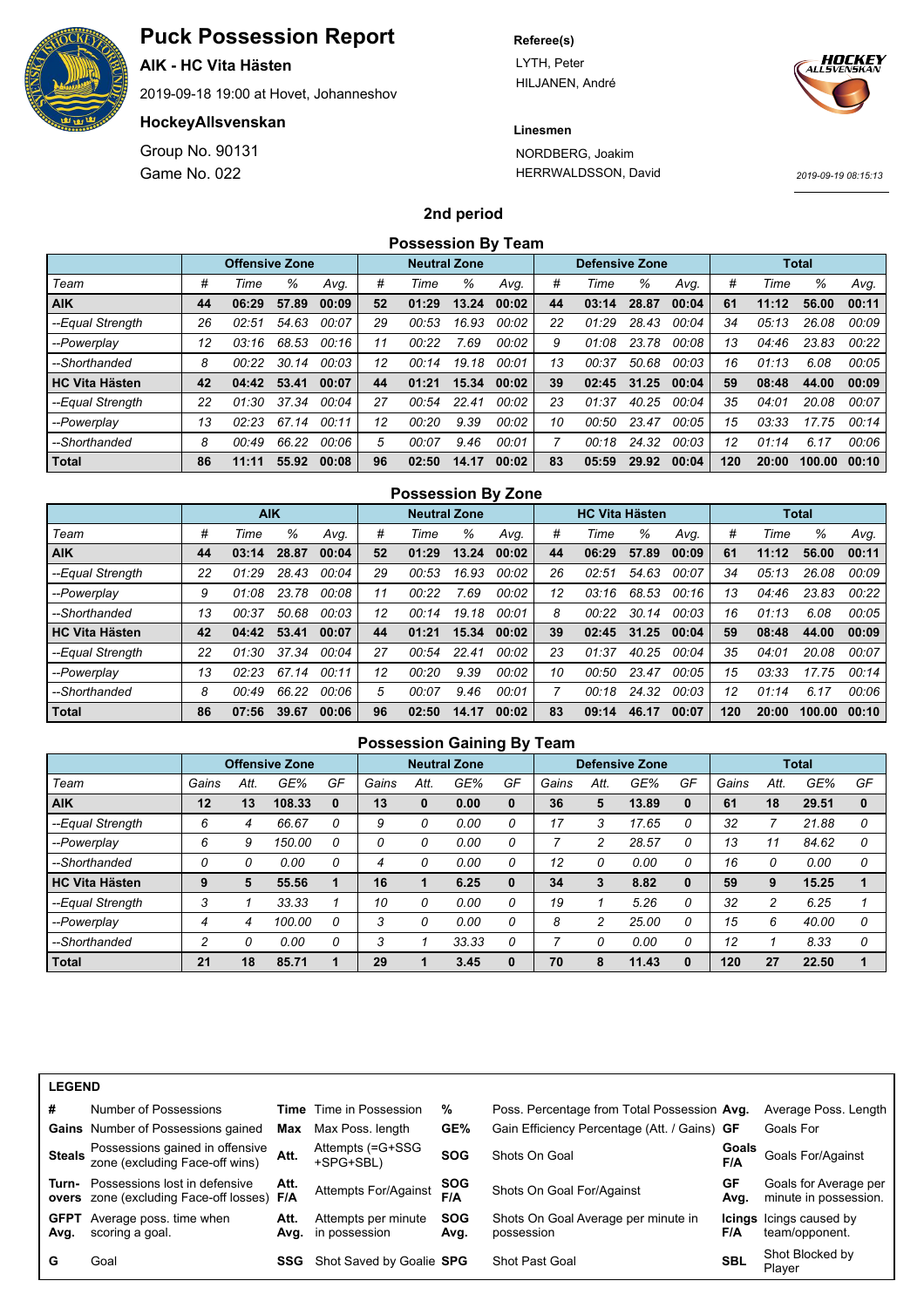# Puck Possession Report

**AIK - HC Vita Hästen**

2019-09-18 19:00 at Hovet, Johanneshov

**HockeyAllsvenskan**

Group No. 90131

Game No. 022

**Referee(s)**

LYTH, Peter
HILJANEN, André

**Linesmen**

NORDBERG, Joakim
HERRWALDSSON, David

2019-09-19 08:15:13

## 2nd period

### Possession By Team

| | Offensive Zone | | | | Neutral Zone | | | | Defensive Zone | | | | Total | | | |
|---|---|---|---|---|---|---|---|---|---|---|---|---|---|---|---|---|
| Team | # | Time | % | Avg. | # | Time | % | Avg. | # | Time | % | Avg. | # | Time | % | Avg. |
| **AIK** | **44** | **06:29** | **57.89** | **00:09** | **52** | **01:29** | **13.24** | **00:02** | **44** | **03:14** | **28.87** | **00:04** | **61** | **11:12** | **56.00** | **00:11** |
| *--Equal Strength* | *26* | *02:51* | *54.63* | *00:07* | *29* | *00:53* | *16.93* | *00:02* | *22* | *01:29* | *28.43* | *00:04* | *34* | *05:13* | *26.08* | *00:09* |
| *--Powerplay* | *12* | *03:16* | *68.53* | *00:16* | *11* | *00:22* | *7.69* | *00:02* | *9* | *01:08* | *23.78* | *00:08* | *13* | *04:46* | *23.83* | *00:22* |
| *--Shorthanded* | *8* | *00:22* | *30.14* | *00:03* | *12* | *00:14* | *19.18* | *00:01* | *13* | *00:37* | *50.68* | *00:03* | *16* | *01:13* | *6.08* | *00:05* |
| **HC Vita Hästen** | **42** | **04:42** | **53.41** | **00:07** | **44** | **01:21** | **15.34** | **00:02** | **39** | **02:45** | **31.25** | **00:04** | **59** | **08:48** | **44.00** | **00:09** |
| *--Equal Strength* | *22* | *01:30* | *37.34* | *00:04* | *27* | *00:54* | *22.41* | *00:02* | *23* | *01:37* | *40.25* | *00:04* | *35* | *04:01* | *20.08* | *00:07* |
| *--Powerplay* | *13* | *02:23* | *67.14* | *00:11* | *12* | *00:20* | *9.39* | *00:02* | *10* | *00:50* | *23.47* | *00:05* | *15* | *03:33* | *17.75* | *00:14* |
| *--Shorthanded* | *8* | *00:49* | *66.22* | *00:06* | *5* | *00:07* | *9.46* | *00:01* | *7* | *00:18* | *24.32* | *00:03* | *12* | *01:14* | *6.17* | *00:06* |
| **Total** | **86** | **11:11** | **55.92** | **00:08** | **96** | **02:50** | **14.17** | **00:02** | **83** | **05:59** | **29.92** | **00:04** | **120** | **20:00** | **100.00** | **00:10** |

### Possession By Zone

| | AIK | | | | Neutral Zone | | | | HC Vita Hästen | | | | Total | | | |
|---|---|---|---|---|---|---|---|---|---|---|---|---|---|---|---|---|
| Team | # | Time | % | Avg. | # | Time | % | Avg. | # | Time | % | Avg. | # | Time | % | Avg. |
| **AIK** | **44** | **03:14** | **28.87** | **00:04** | **52** | **01:29** | **13.24** | **00:02** | **44** | **06:29** | **57.89** | **00:09** | **61** | **11:12** | **56.00** | **00:11** |
| *--Equal Strength* | *22* | *01:29* | *28.43* | *00:04* | *29* | *00:53* | *16.93* | *00:02* | *26* | *02:51* | *54.63* | *00:07* | *34* | *05:13* | *26.08* | *00:09* |
| *--Powerplay* | *9* | *01:08* | *23.78* | *00:08* | *11* | *00:22* | *7.69* | *00:02* | *12* | *03:16* | *68.53* | *00:16* | *13* | *04:46* | *23.83* | *00:22* |
| *--Shorthanded* | *13* | *00:37* | *50.68* | *00:03* | *12* | *00:14* | *19.18* | *00:01* | *8* | *00:22* | *30.14* | *00:03* | *16* | *01:13* | *6.08* | *00:05* |
| **HC Vita Hästen** | **42** | **04:42** | **53.41** | **00:07** | **44** | **01:21** | **15.34** | **00:02** | **39** | **02:45** | **31.25** | **00:04** | **59** | **08:48** | **44.00** | **00:09** |
| *--Equal Strength* | *22* | *01:30* | *37.34* | *00:04* | *27* | *00:54* | *22.41* | *00:02* | *23* | *01:37* | *40.25* | *00:04* | *35* | *04:01* | *20.08* | *00:07* |
| *--Powerplay* | *13* | *02:23* | *67.14* | *00:11* | *12* | *00:20* | *9.39* | *00:02* | *10* | *00:50* | *23.47* | *00:05* | *15* | *03:33* | *17.75* | *00:14* |
| *--Shorthanded* | *8* | *00:49* | *66.22* | *00:06* | *5* | *00:07* | *9.46* | *00:01* | *7* | *00:18* | *24.32* | *00:03* | *12* | *01:14* | *6.17* | *00:06* |
| **Total** | **86** | **07:56** | **39.67** | **00:06** | **96** | **02:50** | **14.17** | **00:02** | **83** | **09:14** | **46.17** | **00:07** | **120** | **20:00** | **100.00** | **00:10** |

### Possession Gaining By Team

| | Offensive Zone | | | | Neutral Zone | | | | Defensive Zone | | | | Total | | | |
|---|---|---|---|---|---|---|---|---|---|---|---|---|---|---|---|---|
| Team | Gains | Att. | GE% | GF | Gains | Att. | GE% | GF | Gains | Att. | GE% | GF | Gains | Att. | GE% | GF |
| **AIK** | **12** | **13** | **108.33** | **0** | **13** | **0** | **0.00** | **0** | **36** | **5** | **13.89** | **0** | **61** | **18** | **29.51** | **0** |
| *--Equal Strength* | *6* | *4* | *66.67* | *0* | *9* | *0* | *0.00* | *0* | *17* | *3* | *17.65* | *0* | *32* | *7* | *21.88* | *0* |
| *--Powerplay* | *6* | *9* | *150.00* | *0* | *0* | *0* | *0.00* | *0* | *7* | *2* | *28.57* | *0* | *13* | *11* | *84.62* | *0* |
| *--Shorthanded* | *0* | *0* | *0.00* | *0* | *4* | *0* | *0.00* | *0* | *12* | *0* | *0.00* | *0* | *16* | *0* | *0.00* | *0* |
| **HC Vita Hästen** | **9** | **5** | **55.56** | **1** | **16** | **1** | **6.25** | **0** | **34** | **3** | **8.82** | **0** | **59** | **9** | **15.25** | **1** |
| *--Equal Strength* | *3* | *1* | *33.33* | *1* | *10* | *0* | *0.00* | *0* | *19* | *1* | *5.26* | *0* | *32* | *2* | *6.25* | *1* |
| *--Powerplay* | *4* | *4* | *100.00* | *0* | *3* | *0* | *0.00* | *0* | *8* | *2* | *25.00* | *0* | *15* | *6* | *40.00* | *0* |
| *--Shorthanded* | *2* | *0* | *0.00* | *0* | *3* | *1* | *33.33* | *0* | *7* | *0* | *0.00* | *0* | *12* | *1* | *8.33* | *0* |
| **Total** | **21** | **18** | **85.71** | **1** | **29** | **1** | **3.45** | **0** | **70** | **8** | **11.43** | **0** | **120** | **27** | **22.50** | **1** |

**LEGEND**

| | | | | | | | |
|---|---|---|---|---|---|---|---|
| **#** | Number of Possessions | **Time** | Time in Possession | **%** | Poss. Percentage from Total Possession | **Avg.** | Average Poss. Length |
| **Gains** | Number of Possessions gained | **Max** | Max Poss. length | **GE%** | Gain Efficiency Percentage (Att. / Gains) | **GF** | Goals For |
| **Steals** | Possessions gained in offensive zone (excluding Face-off wins) | **Att.** | Attempts (=G+SSG +SPG+SBL) | **SOG** | Shots On Goal | **Goals F/A** | Goals For/Against |
| **Turn-overs** | Possessions lost in defensive zone (excluding Face-off losses) | **Att. F/A** | Attempts For/Against | **SOG F/A** | Shots On Goal For/Against | **GF Avg.** | Goals for Average per minute in possession. |
| **GFPT Avg.** | Average poss. time when scoring a goal. | **Att. Avg.** | Attempts per minute in possession | **SOG Avg.** | Shots On Goal Average per minute in possession | **Icings F/A** | Icings caused by team/opponent. |
| **G** | Goal | **SSG** | Shot Saved by Goalie | **SPG** | Shot Past Goal | **SBL** | Shot Blocked by Player |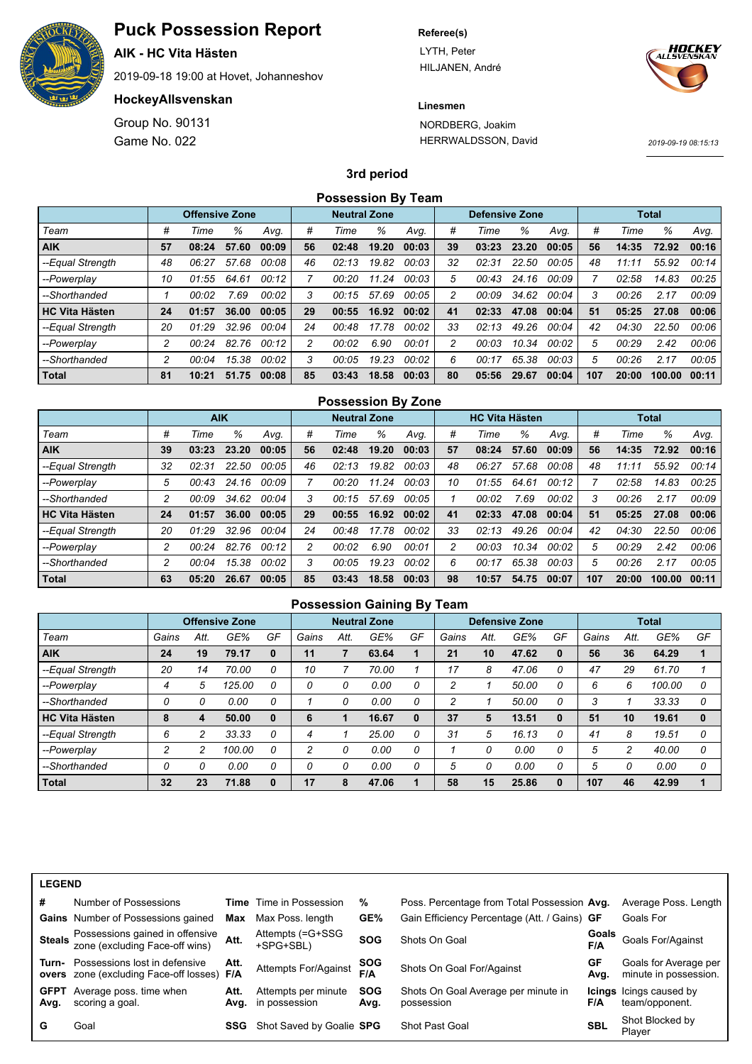# Puck Possession Report

**AIK - HC Vita Hästen**

2019-09-18 19:00 at Hovet, Johanneshov

**HockeyAllsvenskan**

Group No. 90131

Game No. 022

**Referee(s)**

LYTH, Peter
HILJANEN, André

**Linesmen**

NORDBERG, Joakim
HERRWALDSSON, David

2019-09-19 08:15:13

## 3rd period

### Possession By Team

| | Offensive Zone | | | | Neutral Zone | | | | Defensive Zone | | | | Total | | | |
|---|---|---|---|---|---|---|---|---|---|---|---|---|---|---|---|---|
| *Team* | *#* | *Time* | *%* | *Avg.* | *#* | *Time* | *%* | *Avg.* | *#* | *Time* | *%* | *Avg.* | *#* | *Time* | *%* | *Avg.* |
| **AIK** | **57** | **08:24** | **57.60** | **00:09** | **56** | **02:48** | **19.20** | **00:03** | **39** | **03:23** | **23.20** | **00:05** | **56** | **14:35** | **72.92** | **00:16** |
| *--Equal Strength* | *48* | *06:27* | *57.68* | *00:08* | *46* | *02:13* | *19.82* | *00:03* | *32* | *02:31* | *22.50* | *00:05* | *48* | *11:11* | *55.92* | *00:14* |
| *--Powerplay* | *10* | *01:55* | *64.61* | *00:12* | *7* | *00:20* | *11.24* | *00:03* | *5* | *00:43* | *24.16* | *00:09* | *7* | *02:58* | *14.83* | *00:25* |
| *--Shorthanded* | *1* | *00:02* | *7.69* | *00:02* | *3* | *00:15* | *57.69* | *00:05* | *2* | *00:09* | *34.62* | *00:04* | *3* | *00:26* | *2.17* | *00:09* |
| **HC Vita Hästen** | **24** | **01:57** | **36.00** | **00:05** | **29** | **00:55** | **16.92** | **00:02** | **41** | **02:33** | **47.08** | **00:04** | **51** | **05:25** | **27.08** | **00:06** |
| *--Equal Strength* | *20* | *01:29* | *32.96* | *00:04* | *24* | *00:48* | *17.78* | *00:02* | *33* | *02:13* | *49.26* | *00:04* | *42* | *04:30* | *22.50* | *00:06* |
| *--Powerplay* | *2* | *00:24* | *82.76* | *00:12* | *2* | *00:02* | *6.90* | *00:01* | *2* | *00:03* | *10.34* | *00:02* | *5* | *00:29* | *2.42* | *00:06* |
| *--Shorthanded* | *2* | *00:04* | *15.38* | *00:02* | *3* | *00:05* | *19.23* | *00:02* | *6* | *00:17* | *65.38* | *00:03* | *5* | *00:26* | *2.17* | *00:05* |
| **Total** | **81** | **10:21** | **51.75** | **00:08** | **85** | **03:43** | **18.58** | **00:03** | **80** | **05:56** | **29.67** | **00:04** | **107** | **20:00** | **100.00** | **00:11** |

### Possession By Zone

| | AIK | | | | Neutral Zone | | | | HC Vita Hästen | | | | Total | | | |
|---|---|---|---|---|---|---|---|---|---|---|---|---|---|---|---|---|
| *Team* | *#* | *Time* | *%* | *Avg.* | *#* | *Time* | *%* | *Avg.* | *#* | *Time* | *%* | *Avg.* | *#* | *Time* | *%* | *Avg.* |
| **AIK** | **39** | **03:23** | **23.20** | **00:05** | **56** | **02:48** | **19.20** | **00:03** | **57** | **08:24** | **57.60** | **00:09** | **56** | **14:35** | **72.92** | **00:16** |
| *--Equal Strength* | *32* | *02:31* | *22.50* | *00:05* | *46* | *02:13* | *19.82* | *00:03* | *48* | *06:27* | *57.68* | *00:08* | *48* | *11:11* | *55.92* | *00:14* |
| *--Powerplay* | *5* | *00:43* | *24.16* | *00:09* | *7* | *00:20* | *11.24* | *00:03* | *10* | *01:55* | *64.61* | *00:12* | *7* | *02:58* | *14.83* | *00:25* |
| *--Shorthanded* | *2* | *00:09* | *34.62* | *00:04* | *3* | *00:15* | *57.69* | *00:05* | *1* | *00:02* | *7.69* | *00:02* | *3* | *00:26* | *2.17* | *00:09* |
| **HC Vita Hästen** | **24** | **01:57** | **36.00** | **00:05** | **29** | **00:55** | **16.92** | **00:02** | **41** | **02:33** | **47.08** | **00:04** | **51** | **05:25** | **27.08** | **00:06** |
| *--Equal Strength* | *20* | *01:29* | *32.96* | *00:04* | *24* | *00:48* | *17.78* | *00:02* | *33* | *02:13* | *49.26* | *00:04* | *42* | *04:30* | *22.50* | *00:06* |
| *--Powerplay* | *2* | *00:24* | *82.76* | *00:12* | *2* | *00:02* | *6.90* | *00:01* | *2* | *00:03* | *10.34* | *00:02* | *5* | *00:29* | *2.42* | *00:06* |
| *--Shorthanded* | *2* | *00:04* | *15.38* | *00:02* | *3* | *00:05* | *19.23* | *00:02* | *6* | *00:17* | *65.38* | *00:03* | *5* | *00:26* | *2.17* | *00:05* |
| **Total** | **63** | **05:20** | **26.67** | **00:05** | **85** | **03:43** | **18.58** | **00:03** | **98** | **10:57** | **54.75** | **00:07** | **107** | **20:00** | **100.00** | **00:11** |

### Possession Gaining By Team

| | Offensive Zone | | | | Neutral Zone | | | | Defensive Zone | | | | Total | | | |
|---|---|---|---|---|---|---|---|---|---|---|---|---|---|---|---|---|
| *Team* | *Gains* | *Att.* | *GE%* | *GF* | *Gains* | *Att.* | *GE%* | *GF* | *Gains* | *Att.* | *GE%* | *GF* | *Gains* | *Att.* | *GE%* | *GF* |
| **AIK** | **24** | **19** | **79.17** | **0** | **11** | **7** | **63.64** | **1** | **21** | **10** | **47.62** | **0** | **56** | **36** | **64.29** | **1** |
| *--Equal Strength* | *20* | *14* | *70.00* | *0* | *10* | *7* | *70.00* | *1* | *17* | *8* | *47.06* | *0* | *47* | *29* | *61.70* | *1* |
| *--Powerplay* | *4* | *5* | *125.00* | *0* | *0* | *0* | *0.00* | *0* | *2* | *1* | *50.00* | *0* | *6* | *6* | *100.00* | *0* |
| *--Shorthanded* | *0* | *0* | *0.00* | *0* | *1* | *0* | *0.00* | *0* | *2* | *1* | *50.00* | *0* | *3* | *1* | *33.33* | *0* |
| **HC Vita Hästen** | **8** | **4** | **50.00** | **0** | **6** | **1** | **16.67** | **0** | **37** | **5** | **13.51** | **0** | **51** | **10** | **19.61** | **0** |
| *--Equal Strength* | *6* | *2* | *33.33* | *0* | *4* | *1* | *25.00* | *0* | *31* | *5* | *16.13* | *0* | *41* | *8* | *19.51* | *0* |
| *--Powerplay* | *2* | *2* | *100.00* | *0* | *2* | *0* | *0.00* | *0* | *1* | *0* | *0.00* | *0* | *5* | *2* | *40.00* | *0* |
| *--Shorthanded* | *0* | *0* | *0.00* | *0* | *0* | *0* | *0.00* | *0* | *5* | *0* | *0.00* | *0* | *5* | *0* | *0.00* | *0* |
| **Total** | **32** | **23** | **71.88** | **0** | **17** | **8** | **47.06** | **1** | **58** | **15** | **25.86** | **0** | **107** | **46** | **42.99** | **1** |

**LEGEND**

| | | | | | | | |
|---|---|---|---|---|---|---|---|
| **#** | Number of Possessions | **Time** | Time in Possession | **%** | Poss. Percentage from Total Possession | **Avg.** | Average Poss. Length |
| **Gains** | Number of Possessions gained | **Max** | Max Poss. length | **GE%** | Gain Efficiency Percentage (Att. / Gains) | **GF** | Goals For |
| **Steals** | Possessions gained in offensive zone (excluding Face-off wins) | **Att.** | Attempts (=G+SSG +SPG+SBL) | **SOG** | Shots On Goal | **Goals F/A** | Goals For/Against |
| **Turn-overs** | Possessions lost in defensive zone (excluding Face-off losses) | **Att. F/A** | Attempts For/Against | **SOG F/A** | Shots On Goal For/Against | **GF Avg.** | Goals for Average per minute in possession. |
| **GFPT Avg.** | Average poss. time when scoring a goal. | **Att. Avg.** | Attempts per minute in possession | **SOG Avg.** | Shots On Goal Average per minute in possession | **Icings F/A** | Icings caused by team/opponent. |
| **G** | Goal | **SSG** | Shot Saved by Goalie | **SPG** | Shot Past Goal | **SBL** | Shot Blocked by Player |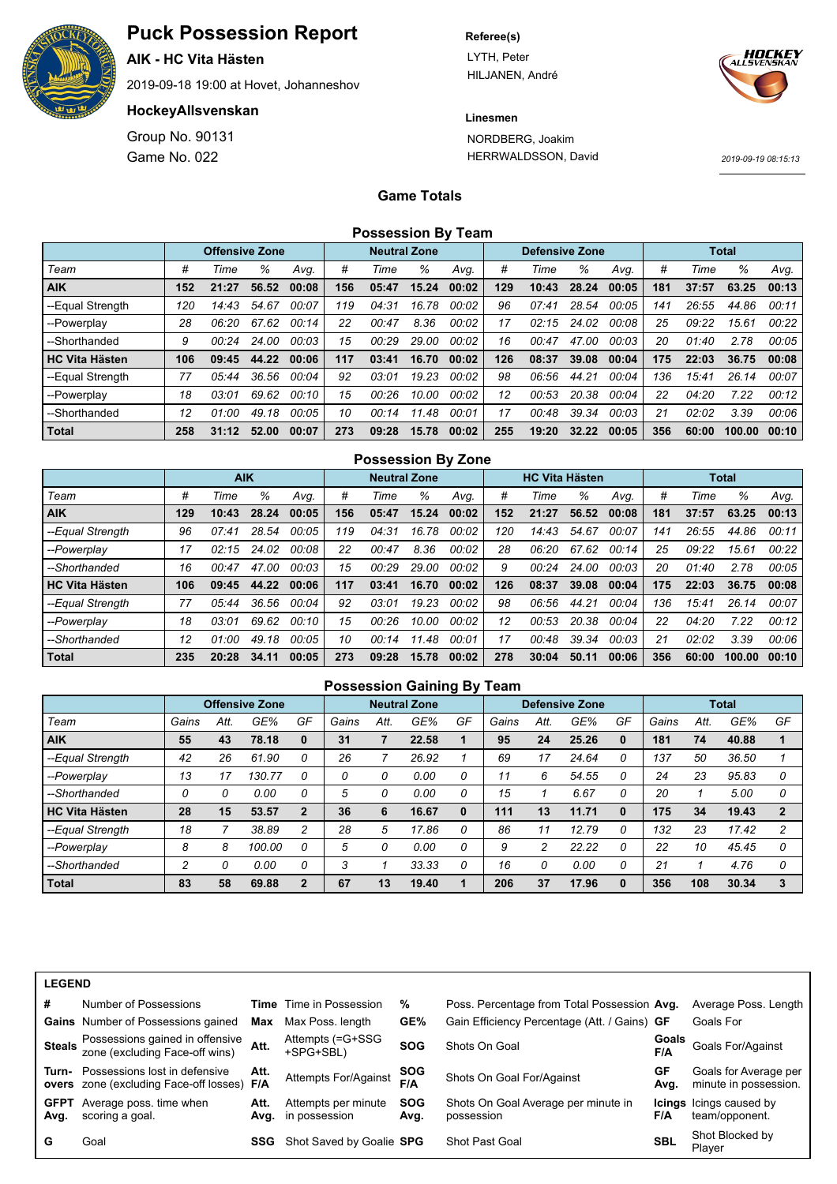# Puck Possession Report

**AIK - HC Vita Hästen**

2019-09-18 19:00 at Hovet, Johanneshov

**HockeyAllsvenskan**

Group No. 90131

Game No. 022

**Referee(s)**

LYTH, Peter
HILJANEN, André

**Linesmen**

NORDBERG, Joakim
HERRWALDSSON, David

2019-09-19 08:15:13

## Game Totals

### Possession By Team

| | Offensive Zone | | | | Neutral Zone | | | | Defensive Zone | | | | Total | | | |
|---|---|---|---|---|---|---|---|---|---|---|---|---|---|---|---|---|
| *Team* | *#* | *Time* | *%* | *Avg.* | *#* | *Time* | *%* | *Avg.* | *#* | *Time* | *%* | *Avg.* | *#* | *Time* | *%* | *Avg.* |
| **AIK** | **152** | **21:27** | **56.52** | **00:08** | **156** | **05:47** | **15.24** | **00:02** | **129** | **10:43** | **28.24** | **00:05** | **181** | **37:57** | **63.25** | **00:13** |
| --Equal Strength | 120 | 14:43 | 54.67 | 00:07 | 119 | 04:31 | 16.78 | 00:02 | 96 | 07:41 | 28.54 | 00:05 | 141 | 26:55 | 44.86 | 00:11 |
| --Powerplay | 28 | 06:20 | 67.62 | 00:14 | 22 | 00:47 | 8.36 | 00:02 | 17 | 02:15 | 24.02 | 00:08 | 25 | 09:22 | 15.61 | 00:22 |
| --Shorthanded | 9 | 00:24 | 24.00 | 00:03 | 15 | 00:29 | 29.00 | 00:02 | 16 | 00:47 | 47.00 | 00:03 | 20 | 01:40 | 2.78 | 00:05 |
| **HC Vita Hästen** | **106** | **09:45** | **44.22** | **00:06** | **117** | **03:41** | **16.70** | **00:02** | **126** | **08:37** | **39.08** | **00:04** | **175** | **22:03** | **36.75** | **00:08** |
| --Equal Strength | 77 | 05:44 | 36.56 | 00:04 | 92 | 03:01 | 19.23 | 00:02 | 98 | 06:56 | 44.21 | 00:04 | 136 | 15:41 | 26.14 | 00:07 |
| --Powerplay | 18 | 03:01 | 69.62 | 00:10 | 15 | 00:26 | 10.00 | 00:02 | 12 | 00:53 | 20.38 | 00:04 | 22 | 04:20 | 7.22 | 00:12 |
| --Shorthanded | 12 | 01:00 | 49.18 | 00:05 | 10 | 00:14 | 11.48 | 00:01 | 17 | 00:48 | 39.34 | 00:03 | 21 | 02:02 | 3.39 | 00:06 |
| **Total** | **258** | **31:12** | **52.00** | **00:07** | **273** | **09:28** | **15.78** | **00:02** | **255** | **19:20** | **32.22** | **00:05** | **356** | **60:00** | **100.00** | **00:10** |

### Possession By Zone

| | AIK | | | | Neutral Zone | | | | HC Vita Hästen | | | | Total | | | |
|---|---|---|---|---|---|---|---|---|---|---|---|---|---|---|---|---|
| *Team* | *#* | *Time* | *%* | *Avg.* | *#* | *Time* | *%* | *Avg.* | *#* | *Time* | *%* | *Avg.* | *#* | *Time* | *%* | *Avg.* |
| **AIK** | **129** | **10:43** | **28.24** | **00:05** | **156** | **05:47** | **15.24** | **00:02** | **152** | **21:27** | **56.52** | **00:08** | **181** | **37:57** | **63.25** | **00:13** |
| *--Equal Strength* | *96* | *07:41* | *28.54* | *00:05* | *119* | *04:31* | *16.78* | *00:02* | *120* | *14:43* | *54.67* | *00:07* | *141* | *26:55* | *44.86* | *00:11* |
| *--Powerplay* | *17* | *02:15* | *24.02* | *00:08* | *22* | *00:47* | *8.36* | *00:02* | *28* | *06:20* | *67.62* | *00:14* | *25* | *09:22* | *15.61* | *00:22* |
| *--Shorthanded* | *16* | *00:47* | *47.00* | *00:03* | *15* | *00:29* | *29.00* | *00:02* | *9* | *00:24* | *24.00* | *00:03* | *20* | *01:40* | *2.78* | *00:05* |
| **HC Vita Hästen** | **106** | **09:45** | **44.22** | **00:06** | **117** | **03:41** | **16.70** | **00:02** | **126** | **08:37** | **39.08** | **00:04** | **175** | **22:03** | **36.75** | **00:08** |
| *--Equal Strength* | *77* | *05:44* | *36.56* | *00:04* | *92* | *03:01* | *19.23* | *00:02* | *98* | *06:56* | *44.21* | *00:04* | *136* | *15:41* | *26.14* | *00:07* |
| *--Powerplay* | *18* | *03:01* | *69.62* | *00:10* | *15* | *00:26* | *10.00* | *00:02* | *12* | *00:53* | *20.38* | *00:04* | *22* | *04:20* | *7.22* | *00:12* |
| *--Shorthanded* | *12* | *01:00* | *49.18* | *00:05* | *10* | *00:14* | *11.48* | *00:01* | *17* | *00:48* | *39.34* | *00:03* | *21* | *02:02* | *3.39* | *00:06* |
| **Total** | **235** | **20:28** | **34.11** | **00:05** | **273** | **09:28** | **15.78** | **00:02** | **278** | **30:04** | **50.11** | **00:06** | **356** | **60:00** | **100.00** | **00:10** |

### Possession Gaining By Team

| | Offensive Zone | | | | Neutral Zone | | | | Defensive Zone | | | | Total | | | |
|---|---|---|---|---|---|---|---|---|---|---|---|---|---|---|---|---|
| *Team* | *Gains* | *Att.* | *GE%* | *GF* | *Gains* | *Att.* | *GE%* | *GF* | *Gains* | *Att.* | *GE%* | *GF* | *Gains* | *Att.* | *GE%* | *GF* |
| **AIK** | **55** | **43** | **78.18** | **0** | **31** | **7** | **22.58** | **1** | **95** | **24** | **25.26** | **0** | **181** | **74** | **40.88** | **1** |
| *--Equal Strength* | *42* | *26* | *61.90* | *0* | *26* | *7* | *26.92* | *1* | *69* | *17* | *24.64* | *0* | *137* | *50* | *36.50* | *1* |
| *--Powerplay* | *13* | *17* | *130.77* | *0* | *0* | *0* | *0.00* | *0* | *11* | *6* | *54.55* | *0* | *24* | *23* | *95.83* | *0* |
| *--Shorthanded* | *0* | *0* | *0.00* | *0* | *5* | *0* | *0.00* | *0* | *15* | *1* | *6.67* | *0* | *20* | *1* | *5.00* | *0* |
| **HC Vita Hästen** | **28** | **15** | **53.57** | **2** | **36** | **6** | **16.67** | **0** | **111** | **13** | **11.71** | **0** | **175** | **34** | **19.43** | **2** |
| *--Equal Strength* | *18* | *7* | *38.89* | *2* | *28* | *5* | *17.86* | *0* | *86* | *11* | *12.79* | *0* | *132* | *23* | *17.42* | *2* |
| *--Powerplay* | *8* | *8* | *100.00* | *0* | *5* | *0* | *0.00* | *0* | *9* | *2* | *22.22* | *0* | *22* | *10* | *45.45* | *0* |
| *--Shorthanded* | *2* | *0* | *0.00* | *0* | *3* | *1* | *33.33* | *0* | *16* | *0* | *0.00* | *0* | *21* | *1* | *4.76* | *0* |
| **Total** | **83** | **58** | **69.88** | **2** | **67** | **13** | **19.40** | **1** | **206** | **37** | **17.96** | **0** | **356** | **108** | **30.34** | **3** |

**LEGEND**

| | | | | | | | |
|---|---|---|---|---|---|---|---|
| **#** | Number of Possessions | **Time** | Time in Possession | **%** | Poss. Percentage from Total Possession | **Avg.** | Average Poss. Length |
| **Gains** | Number of Possessions gained | **Max** | Max Poss. length | **GE%** | Gain Efficiency Percentage (Att. / Gains) | **GF** | Goals For |
| **Steals** | Possessions gained in offensive zone (excluding Face-off wins) | **Att.** | Attempts (=G+SSG +SPG+SBL) | **SOG** | Shots On Goal | **Goals F/A** | Goals For/Against |
| **Turn-overs** | Possessions lost in defensive zone (excluding Face-off losses) | **Att. F/A** | Attempts For/Against | **SOG F/A** | Shots On Goal For/Against | **GF Avg.** | Goals for Average per minute in possession. |
| **GFPT Avg.** | Average poss. time when scoring a goal. | **Att. Avg.** | Attempts per minute in possession | **SOG Avg.** | Shots On Goal Average per minute in possession | **Icings F/A** | Icings caused by team/opponent. |
| **G** | Goal | **SSG** | Shot Saved by Goalie | **SPG** | Shot Past Goal | **SBL** | Shot Blocked by Player |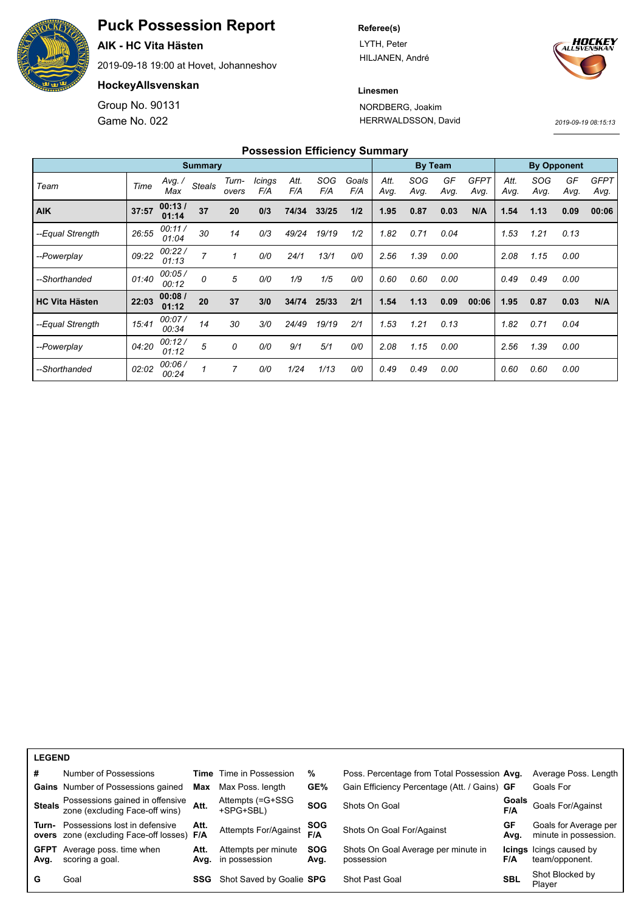# Puck Possession Report

**AIK - HC Vita Hästen**

2019-09-18 19:00 at Hovet, Johanneshov

**HockeyAllsvenskan**

Group No. 90131

Game No. 022

**Referee(s)**

LYTH, Peter
HILJANEN, André

**Linesmen**

NORDBERG, Joakim
HERRWALDSSON, David

2019-09-19 08:15:13

## Possession Efficiency Summary

| Summary | | | | | | | | | By Team | | | | By Opponent | | | |
|---|---|---|---|---|---|---|---|---|---|---|---|---|---|---|---|---|
| Team | Time | Avg. / Max | Steals | Turn-overs | Icings F/A | Att. F/A | SOG F/A | Goals F/A | Att. Avg. | SOG Avg. | GF Avg. | GFPT Avg. | Att. Avg. | SOG Avg. | GF Avg. | GFPT Avg. |
| **AIK** | **37:57** | **00:13 / 01:14** | **37** | **20** | **0/3** | **74/34** | **33/25** | **1/2** | **1.95** | **0.87** | **0.03** | **N/A** | **1.54** | **1.13** | **0.09** | **00:06** |
| *--Equal Strength* | *26:55* | *00:11 / 01:04* | *30* | *14* | *0/3* | *49/24* | *19/19* | *1/2* | *1.82* | *0.71* | *0.04* | | *1.53* | *1.21* | *0.13* | |
| *--Powerplay* | *09:22* | *00:22 / 01:13* | *7* | *1* | *0/0* | *24/1* | *13/1* | *0/0* | *2.56* | *1.39* | *0.00* | | *2.08* | *1.15* | *0.00* | |
| *--Shorthanded* | *01:40* | *00:05 / 00:12* | *0* | *5* | *0/0* | *1/9* | *1/5* | *0/0* | *0.60* | *0.60* | *0.00* | | *0.49* | *0.49* | *0.00* | |
| **HC Vita Hästen** | **22:03** | **00:08 / 01:12** | **20** | **37** | **3/0** | **34/74** | **25/33** | **2/1** | **1.54** | **1.13** | **0.09** | **00:06** | **1.95** | **0.87** | **0.03** | **N/A** |
| *--Equal Strength* | *15:41* | *00:07 / 00:34* | *14* | *30* | *3/0* | *24/49* | *19/19* | *2/1* | *1.53* | *1.21* | *0.13* | | *1.82* | *0.71* | *0.04* | |
| *--Powerplay* | *04:20* | *00:12 / 01:12* | *5* | *0* | *0/0* | *9/1* | *5/1* | *0/0* | *2.08* | *1.15* | *0.00* | | *2.56* | *1.39* | *0.00* | |
| *--Shorthanded* | *02:02* | *00:06 / 00:24* | *1* | *7* | *0/0* | *1/24* | *1/13* | *0/0* | *0.49* | *0.49* | *0.00* | | *0.60* | *0.60* | *0.00* | |

**LEGEND**

| | | | | | | | |
|---|---|---|---|---|---|---|---|
| **#** | Number of Possessions | **Time** | Time in Possession | **%** | Poss. Percentage from Total Possession | **Avg.** | Average Poss. Length |
| **Gains** | Number of Possessions gained | **Max** | Max Poss. length | **GE%** | Gain Efficiency Percentage (Att. / Gains) | **GF** | Goals For |
| **Steals** | Possessions gained in offensive zone (excluding Face-off wins) | **Att.** | Attempts (=G+SSG +SPG+SBL) | **SOG** | Shots On Goal | **Goals F/A** | Goals For/Against |
| **Turn-overs** | Possessions lost in defensive zone (excluding Face-off losses) | **Att. F/A** | Attempts For/Against | **SOG F/A** | Shots On Goal For/Against | **GF Avg.** | Goals for Average per minute in possession. |
| **GFPT Avg.** | Average poss. time when scoring a goal. | **Att. Avg.** | Attempts per minute in possession | **SOG Avg.** | Shots On Goal Average per minute in possession | **Icings F/A** | Icings caused by team/opponent. |
| **G** | Goal | **SSG** | Shot Saved by Goalie | **SPG** | Shot Past Goal | **SBL** | Shot Blocked by Player |